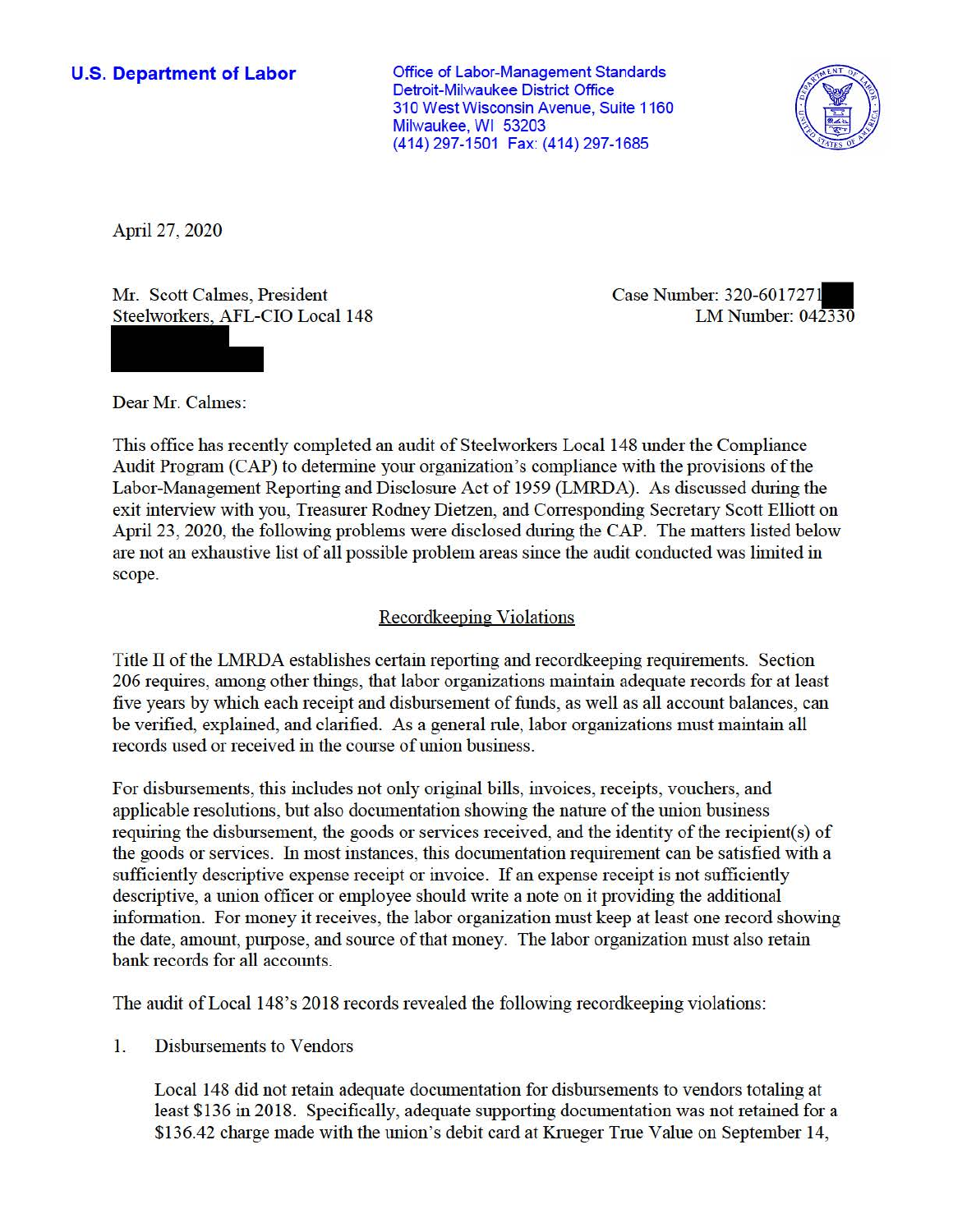**U.S. Department of Labor**

Office of Labor-Management Standards
Detroit-Milwaukee District Office
310 West Wisconsin Avenue, Suite 1160
Milwaukee, WI 53203
(414) 297-1501 Fax: (414) 297-1685

April 27, 2020

Mr. Scott Calmes, President
Steelworkers, AFL-CIO Local 148

Case Number: 320-6017271
LM Number: 042330

Dear Mr. Calmes:

This office has recently completed an audit of Steelworkers Local 148 under the Compliance Audit Program (CAP) to determine your organization's compliance with the provisions of the Labor-Management Reporting and Disclosure Act of 1959 (LMRDA). As discussed during the exit interview with you, Treasurer Rodney Dietzen, and Corresponding Secretary Scott Elliott on April 23, 2020, the following problems were disclosed during the CAP. The matters listed below are not an exhaustive list of all possible problem areas since the audit conducted was limited in scope.

## Recordkeeping Violations

Title II of the LMRDA establishes certain reporting and recordkeeping requirements. Section 206 requires, among other things, that labor organizations maintain adequate records for at least five years by which each receipt and disbursement of funds, as well as all account balances, can be verified, explained, and clarified. As a general rule, labor organizations must maintain all records used or received in the course of union business.

For disbursements, this includes not only original bills, invoices, receipts, vouchers, and applicable resolutions, but also documentation showing the nature of the union business requiring the disbursement, the goods or services received, and the identity of the recipient(s) of the goods or services. In most instances, this documentation requirement can be satisfied with a sufficiently descriptive expense receipt or invoice. If an expense receipt is not sufficiently descriptive, a union officer or employee should write a note on it providing the additional information. For money it receives, the labor organization must keep at least one record showing the date, amount, purpose, and source of that money. The labor organization must also retain bank records for all accounts.

The audit of Local 148's 2018 records revealed the following recordkeeping violations:

1. Disbursements to Vendors

   Local 148 did not retain adequate documentation for disbursements to vendors totaling at least $136 in 2018. Specifically, adequate supporting documentation was not retained for a $136.42 charge made with the union's debit card at Krueger True Value on September 14,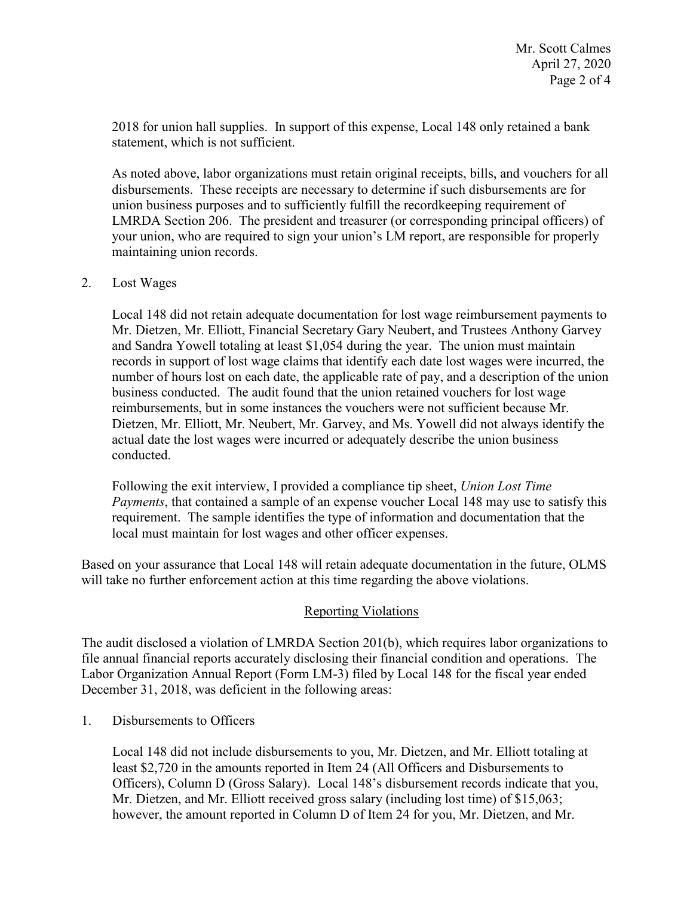2018 for union hall supplies. In support of this expense, Local 148 only retained a bank statement, which is not sufficient.

As noted above, labor organizations must retain original receipts, bills, and vouchers for all disbursements. These receipts are necessary to determine if such disbursements are for union business purposes and to sufficiently fulfill the recordkeeping requirement of LMRDA Section 206. The president and treasurer (or corresponding principal officers) of your union, who are required to sign your union's LM report, are responsible for properly maintaining union records.

2. Lost Wages

   Local 148 did not retain adequate documentation for lost wage reimbursement payments to Mr. Dietzen, Mr. Elliott, Financial Secretary Gary Neubert, and Trustees Anthony Garvey and Sandra Yowell totaling at least $1,054 during the year. The union must maintain records in support of lost wage claims that identify each date lost wages were incurred, the number of hours lost on each date, the applicable rate of pay, and a description of the union business conducted. The audit found that the union retained vouchers for lost wage reimbursements, but in some instances the vouchers were not sufficient because Mr. Dietzen, Mr. Elliott, Mr. Neubert, Mr. Garvey, and Ms. Yowell did not always identify the actual date the lost wages were incurred or adequately describe the union business conducted.

   Following the exit interview, I provided a compliance tip sheet, *Union Lost Time Payments*, that contained a sample of an expense voucher Local 148 may use to satisfy this requirement. The sample identifies the type of information and documentation that the local must maintain for lost wages and other officer expenses.

Based on your assurance that Local 148 will retain adequate documentation in the future, OLMS will take no further enforcement action at this time regarding the above violations.

## Reporting Violations

The audit disclosed a violation of LMRDA Section 201(b), which requires labor organizations to file annual financial reports accurately disclosing their financial condition and operations. The Labor Organization Annual Report (Form LM-3) filed by Local 148 for the fiscal year ended December 31, 2018, was deficient in the following areas:

1. Disbursements to Officers

   Local 148 did not include disbursements to you, Mr. Dietzen, and Mr. Elliott totaling at least $2,720 in the amounts reported in Item 24 (All Officers and Disbursements to Officers), Column D (Gross Salary). Local 148's disbursement records indicate that you, Mr. Dietzen, and Mr. Elliott received gross salary (including lost time) of $15,063; however, the amount reported in Column D of Item 24 for you, Mr. Dietzen, and Mr.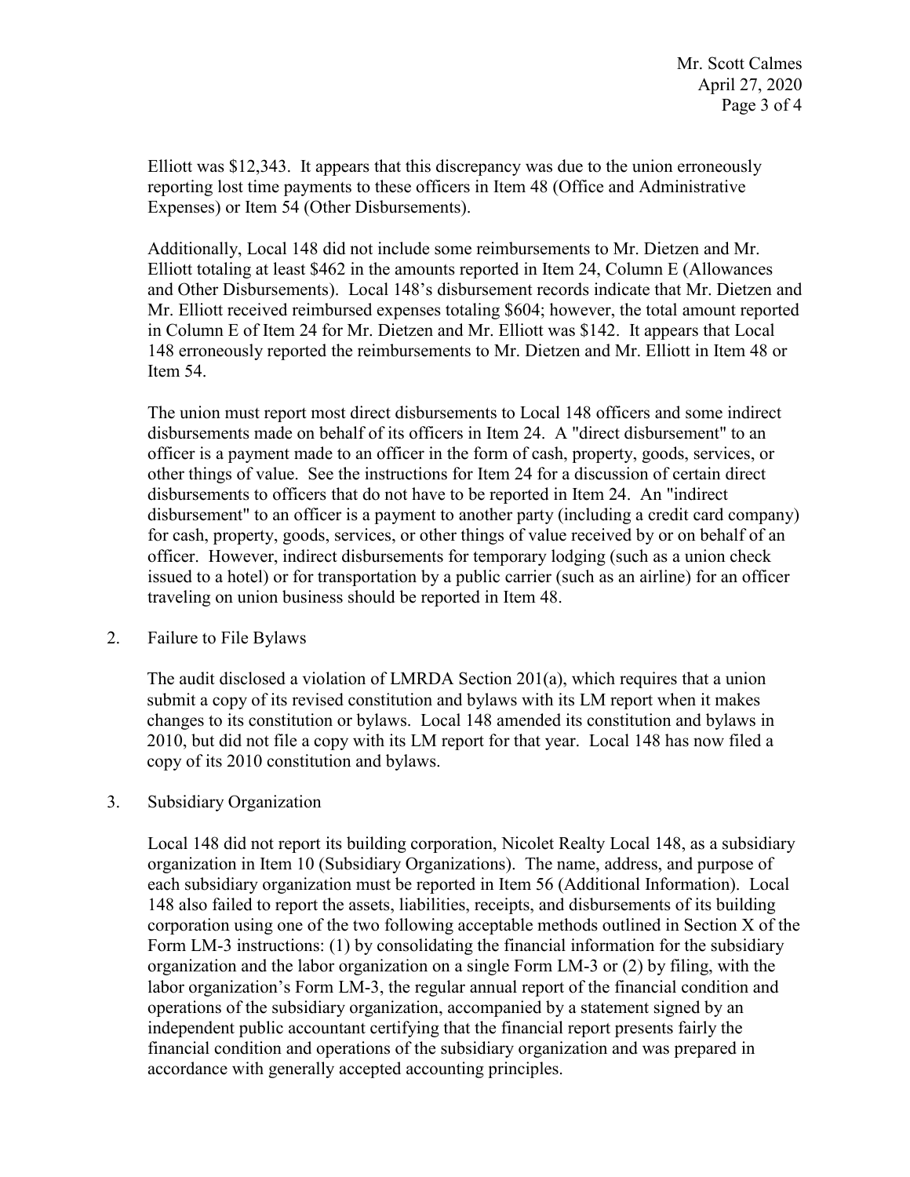Elliott was $12,343. It appears that this discrepancy was due to the union erroneously reporting lost time payments to these officers in Item 48 (Office and Administrative Expenses) or Item 54 (Other Disbursements).

Additionally, Local 148 did not include some reimbursements to Mr. Dietzen and Mr. Elliott totaling at least $462 in the amounts reported in Item 24, Column E (Allowances and Other Disbursements). Local 148's disbursement records indicate that Mr. Dietzen and Mr. Elliott received reimbursed expenses totaling $604; however, the total amount reported in Column E of Item 24 for Mr. Dietzen and Mr. Elliott was $142. It appears that Local 148 erroneously reported the reimbursements to Mr. Dietzen and Mr. Elliott in Item 48 or Item 54.

The union must report most direct disbursements to Local 148 officers and some indirect disbursements made on behalf of its officers in Item 24. A "direct disbursement" to an officer is a payment made to an officer in the form of cash, property, goods, services, or other things of value. See the instructions for Item 24 for a discussion of certain direct disbursements to officers that do not have to be reported in Item 24. An "indirect disbursement" to an officer is a payment to another party (including a credit card company) for cash, property, goods, services, or other things of value received by or on behalf of an officer. However, indirect disbursements for temporary lodging (such as a union check issued to a hotel) or for transportation by a public carrier (such as an airline) for an officer traveling on union business should be reported in Item 48.

2. Failure to File Bylaws

The audit disclosed a violation of LMRDA Section 201(a), which requires that a union submit a copy of its revised constitution and bylaws with its LM report when it makes changes to its constitution or bylaws. Local 148 amended its constitution and bylaws in 2010, but did not file a copy with its LM report for that year. Local 148 has now filed a copy of its 2010 constitution and bylaws.

3. Subsidiary Organization

Local 148 did not report its building corporation, Nicolet Realty Local 148, as a subsidiary organization in Item 10 (Subsidiary Organizations). The name, address, and purpose of each subsidiary organization must be reported in Item 56 (Additional Information). Local 148 also failed to report the assets, liabilities, receipts, and disbursements of its building corporation using one of the two following acceptable methods outlined in Section X of the Form LM-3 instructions: (1) by consolidating the financial information for the subsidiary organization and the labor organization on a single Form LM-3 or (2) by filing, with the labor organization's Form LM-3, the regular annual report of the financial condition and operations of the subsidiary organization, accompanied by a statement signed by an independent public accountant certifying that the financial report presents fairly the financial condition and operations of the subsidiary organization and was prepared in accordance with generally accepted accounting principles.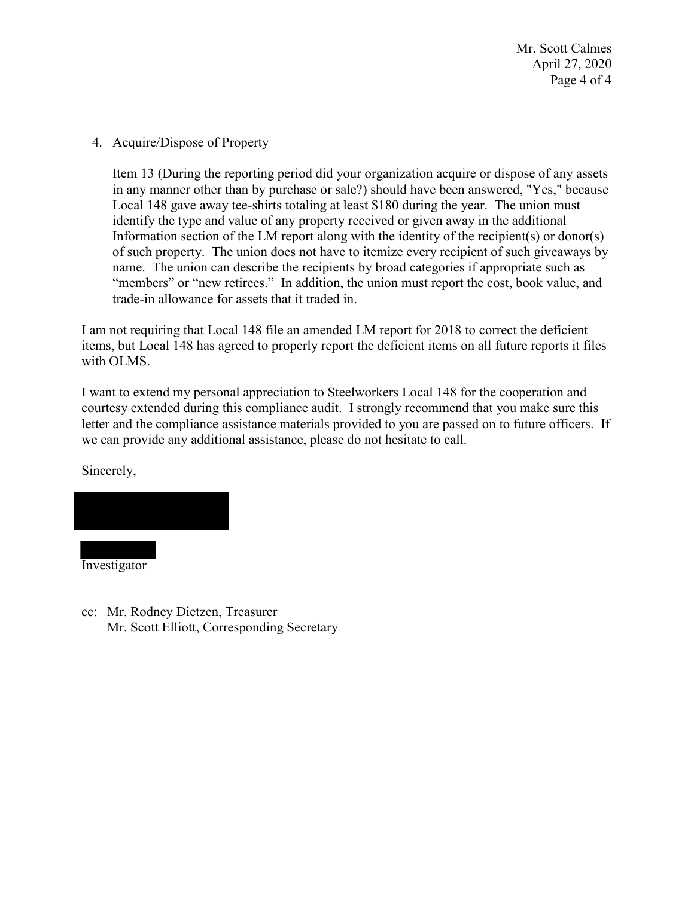4. Acquire/Dispose of Property

   Item 13 (During the reporting period did your organization acquire or dispose of any assets in any manner other than by purchase or sale?) should have been answered, "Yes," because Local 148 gave away tee-shirts totaling at least $180 during the year. The union must identify the type and value of any property received or given away in the additional Information section of the LM report along with the identity of the recipient(s) or donor(s) of such property. The union does not have to itemize every recipient of such giveaways by name. The union can describe the recipients by broad categories if appropriate such as "members" or "new retirees." In addition, the union must report the cost, book value, and trade-in allowance for assets that it traded in.

I am not requiring that Local 148 file an amended LM report for 2018 to correct the deficient items, but Local 148 has agreed to properly report the deficient items on all future reports it files with OLMS.

I want to extend my personal appreciation to Steelworkers Local 148 for the cooperation and courtesy extended during this compliance audit. I strongly recommend that you make sure this letter and the compliance assistance materials provided to you are passed on to future officers. If we can provide any additional assistance, please do not hesitate to call.

Sincerely,

Investigator

cc: Mr. Rodney Dietzen, Treasurer
    Mr. Scott Elliott, Corresponding Secretary